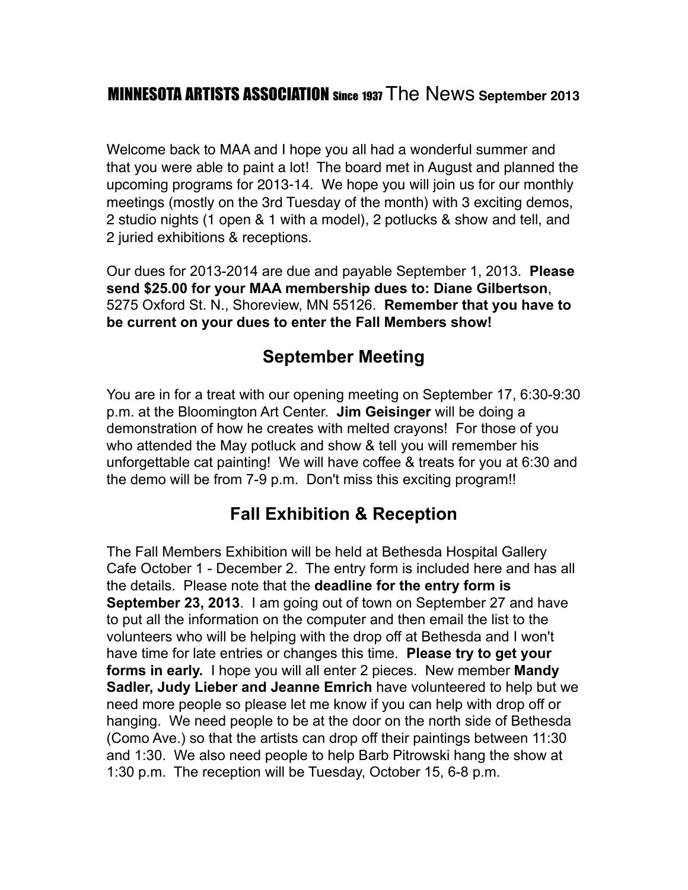# MINNESOTA ARTISTS ASSOCIATION Since 1937 The News September 2013

Welcome back to MAA and I hope you all had a wonderful summer and that you were able to paint a lot! The board met in August and planned the upcoming programs for 2013-14. We hope you will join us for our monthly meetings (mostly on the 3rd Tuesday of the month) with 3 exciting demos, 2 studio nights (1 open & 1 with a model), 2 potlucks & show and tell, and 2 juried exhibitions & receptions.

Our dues for 2013-2014 are due and payable September 1, 2013. **Please send $25.00 for your MAA membership dues to: Diane Gilbertson**, 5275 Oxford St. N., Shoreview, MN 55126. **Remember that you have to be current on your dues to enter the Fall Members show!**

## September Meeting

You are in for a treat with our opening meeting on September 17, 6:30-9:30 p.m. at the Bloomington Art Center. **Jim Geisinger** will be doing a demonstration of how he creates with melted crayons! For those of you who attended the May potluck and show & tell you will remember his unforgettable cat painting! We will have coffee & treats for you at 6:30 and the demo will be from 7-9 p.m. Don't miss this exciting program!!

## Fall Exhibition & Reception

The Fall Members Exhibition will be held at Bethesda Hospital Gallery Cafe October 1 - December 2. The entry form is included here and has all the details. Please note that the **deadline for the entry form is September 23, 2013**. I am going out of town on September 27 and have to put all the information on the computer and then email the list to the volunteers who will be helping with the drop off at Bethesda and I won't have time for late entries or changes this time. **Please try to get your forms in early.** I hope you will all enter 2 pieces. New member **Mandy Sadler, Judy Lieber and Jeanne Emrich** have volunteered to help but we need more people so please let me know if you can help with drop off or hanging. We need people to be at the door on the north side of Bethesda (Como Ave.) so that the artists can drop off their paintings between 11:30 and 1:30. We also need people to help Barb Pitrowski hang the show at 1:30 p.m. The reception will be Tuesday, October 15, 6-8 p.m.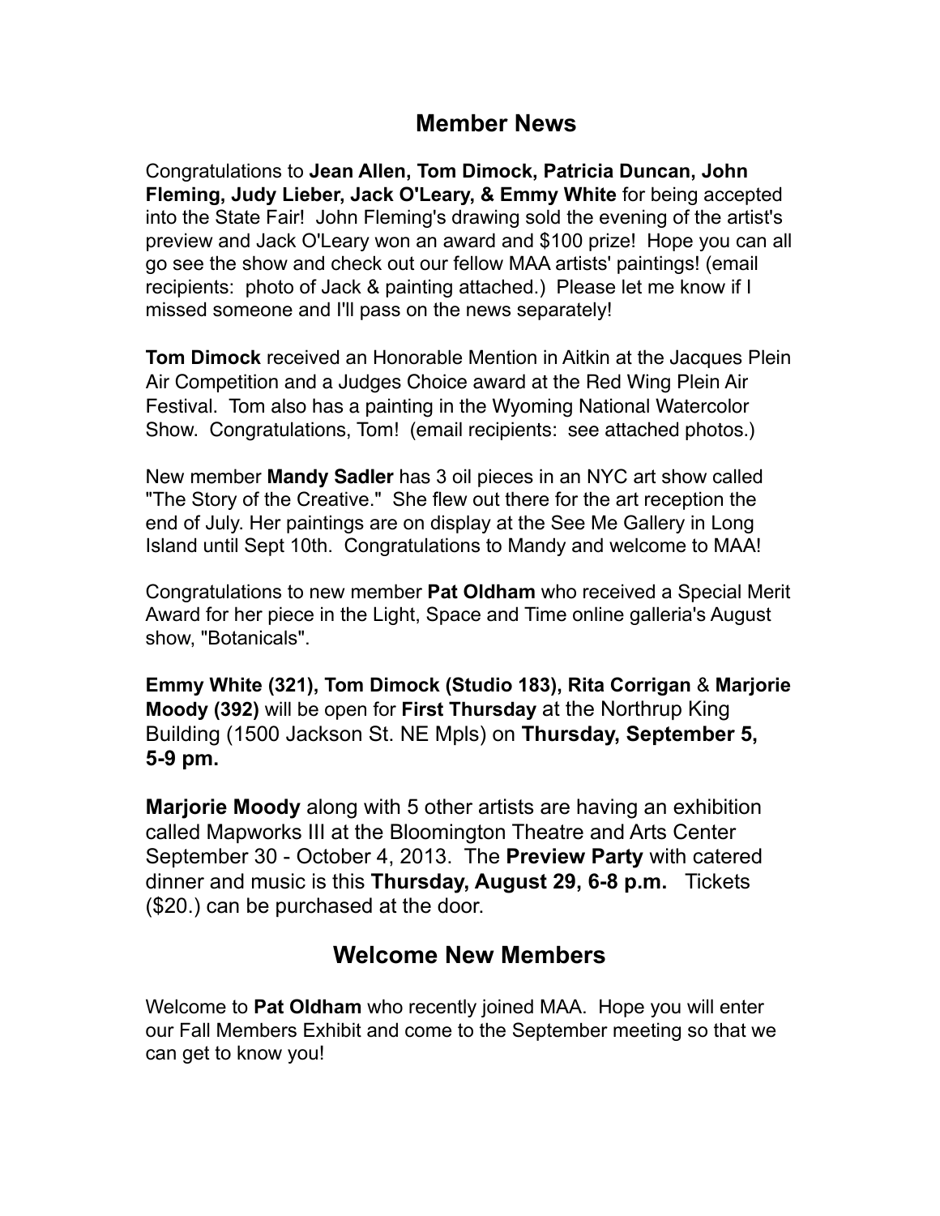## Member News

Congratulations to **Jean Allen, Tom Dimock, Patricia Duncan, John Fleming, Judy Lieber, Jack O'Leary, & Emmy White** for being accepted into the State Fair! John Fleming's drawing sold the evening of the artist's preview and Jack O'Leary won an award and $100 prize! Hope you can all go see the show and check out our fellow MAA artists' paintings! (email recipients: photo of Jack & painting attached.) Please let me know if I missed someone and I'll pass on the news separately!

**Tom Dimock** received an Honorable Mention in Aitkin at the Jacques Plein Air Competition and a Judges Choice award at the Red Wing Plein Air Festival. Tom also has a painting in the Wyoming National Watercolor Show. Congratulations, Tom! (email recipients: see attached photos.)

New member **Mandy Sadler** has 3 oil pieces in an NYC art show called "The Story of the Creative." She flew out there for the art reception the end of July. Her paintings are on display at the See Me Gallery in Long Island until Sept 10th. Congratulations to Mandy and welcome to MAA!

Congratulations to new member **Pat Oldham** who received a Special Merit Award for her piece in the Light, Space and Time online galleria's August show, "Botanicals".

**Emmy White (321), Tom Dimock (Studio 183), Rita Corrigan** & **Marjorie Moody (392)** will be open for **First Thursday** at the Northrup King Building (1500 Jackson St. NE Mpls) on **Thursday, September 5, 5-9 pm.**

**Marjorie Moody** along with 5 other artists are having an exhibition called Mapworks III at the Bloomington Theatre and Arts Center September 30 - October 4, 2013. The **Preview Party** with catered dinner and music is this **Thursday, August 29, 6-8 p.m.** Tickets ($20.) can be purchased at the door.

## Welcome New Members

Welcome to **Pat Oldham** who recently joined MAA. Hope you will enter our Fall Members Exhibit and come to the September meeting so that we can get to know you!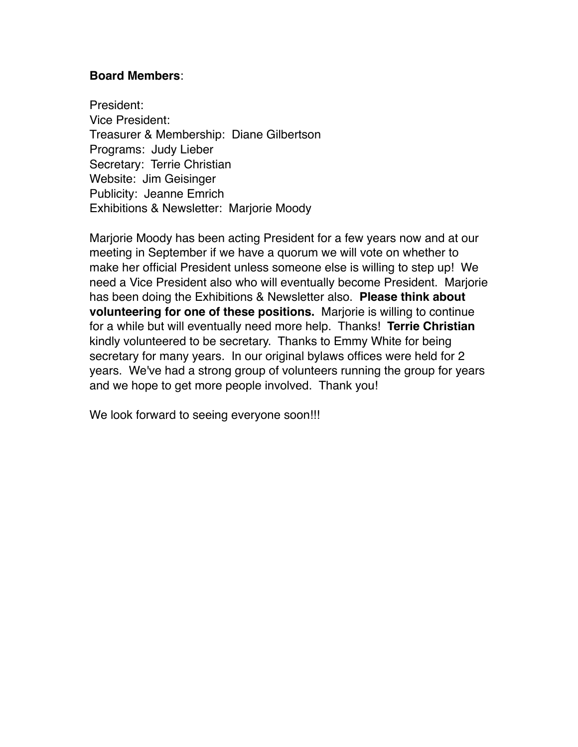**Board Members**:

President:
Vice President:
Treasurer & Membership: Diane Gilbertson
Programs: Judy Lieber
Secretary: Terrie Christian
Website: Jim Geisinger
Publicity: Jeanne Emrich
Exhibitions & Newsletter: Marjorie Moody

Marjorie Moody has been acting President for a few years now and at our meeting in September if we have a quorum we will vote on whether to make her official President unless someone else is willing to step up! We need a Vice President also who will eventually become President. Marjorie has been doing the Exhibitions & Newsletter also. **Please think about volunteering for one of these positions.** Marjorie is willing to continue for a while but will eventually need more help. Thanks! **Terrie Christian** kindly volunteered to be secretary. Thanks to Emmy White for being secretary for many years. In our original bylaws offices were held for 2 years. We've had a strong group of volunteers running the group for years and we hope to get more people involved. Thank you!

We look forward to seeing everyone soon!!!